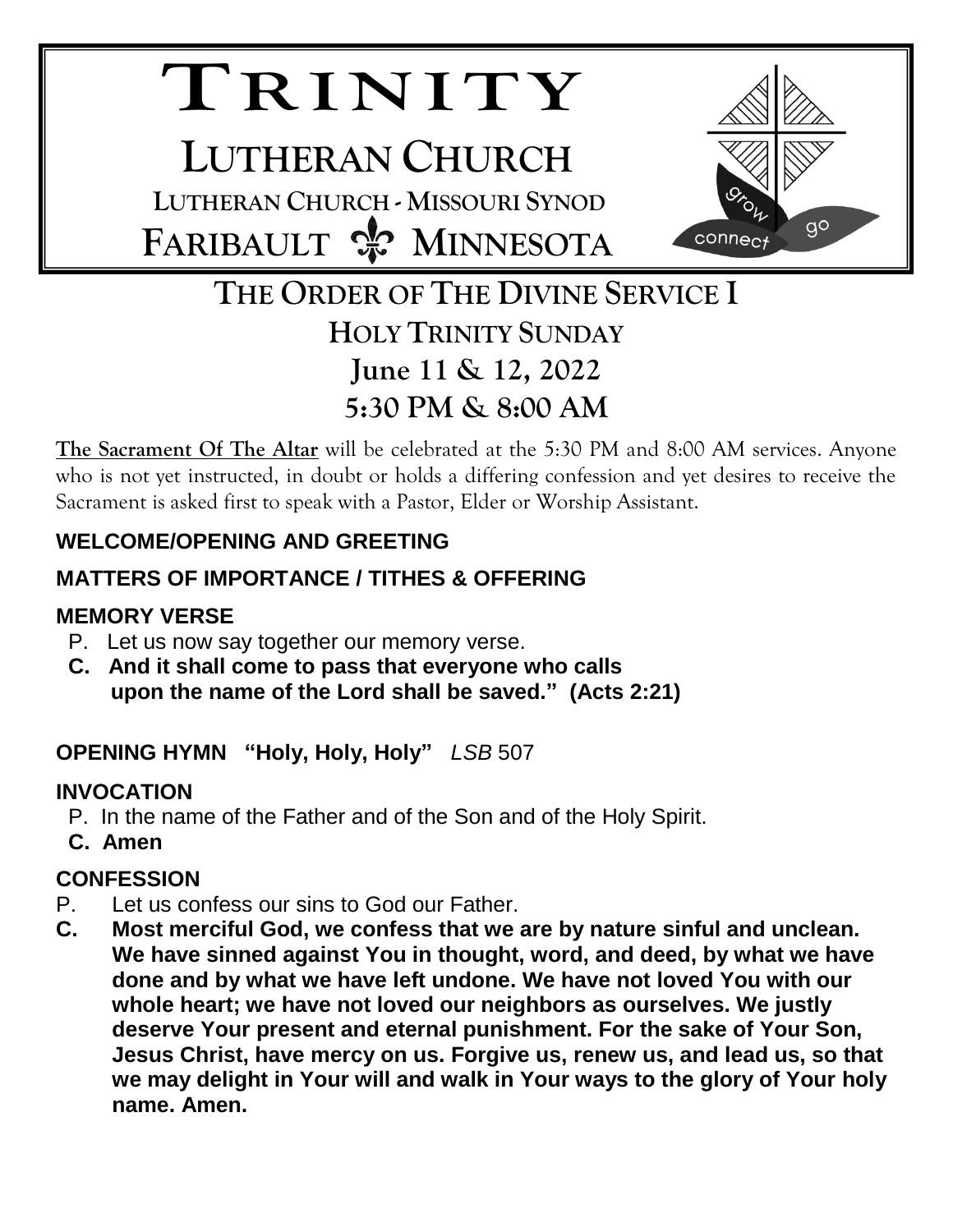# TRINITY

## LUTHERAN CHURCH

LUTHERAN CHURCH - MISSOURI SYNOD

FARIBAULT ⚜ MINNESOTA

grow connect go

## THE ORDER OF THE DIVINE SERVICE I

### HOLY TRINITY SUNDAY

### June 11 & 12, 2022

### 5:30 PM & 8:00 AM

**The Sacrament Of The Altar** will be celebrated at the 5:30 PM and 8:00 AM services. Anyone who is not yet instructed, in doubt or holds a differing confession and yet desires to receive the Sacrament is asked first to speak with a Pastor, Elder or Worship Assistant.

**WELCOME/OPENING AND GREETING**

**MATTERS OF IMPORTANCE / TITHES & OFFERING**

**MEMORY VERSE**

P. Let us now say together our memory verse.

**C. And it shall come to pass that everyone who calls upon the name of the Lord shall be saved." (Acts 2:21)**

**OPENING HYMN "Holy, Holy, Holy"** *LSB* 507

**INVOCATION**

P. In the name of the Father and of the Son and of the Holy Spirit.

**C. Amen**

**CONFESSION**

P. Let us confess our sins to God our Father.

**C. Most merciful God, we confess that we are by nature sinful and unclean. We have sinned against You in thought, word, and deed, by what we have done and by what we have left undone. We have not loved You with our whole heart; we have not loved our neighbors as ourselves. We justly deserve Your present and eternal punishment. For the sake of Your Son, Jesus Christ, have mercy on us. Forgive us, renew us, and lead us, so that we may delight in Your will and walk in Your ways to the glory of Your holy name. Amen.**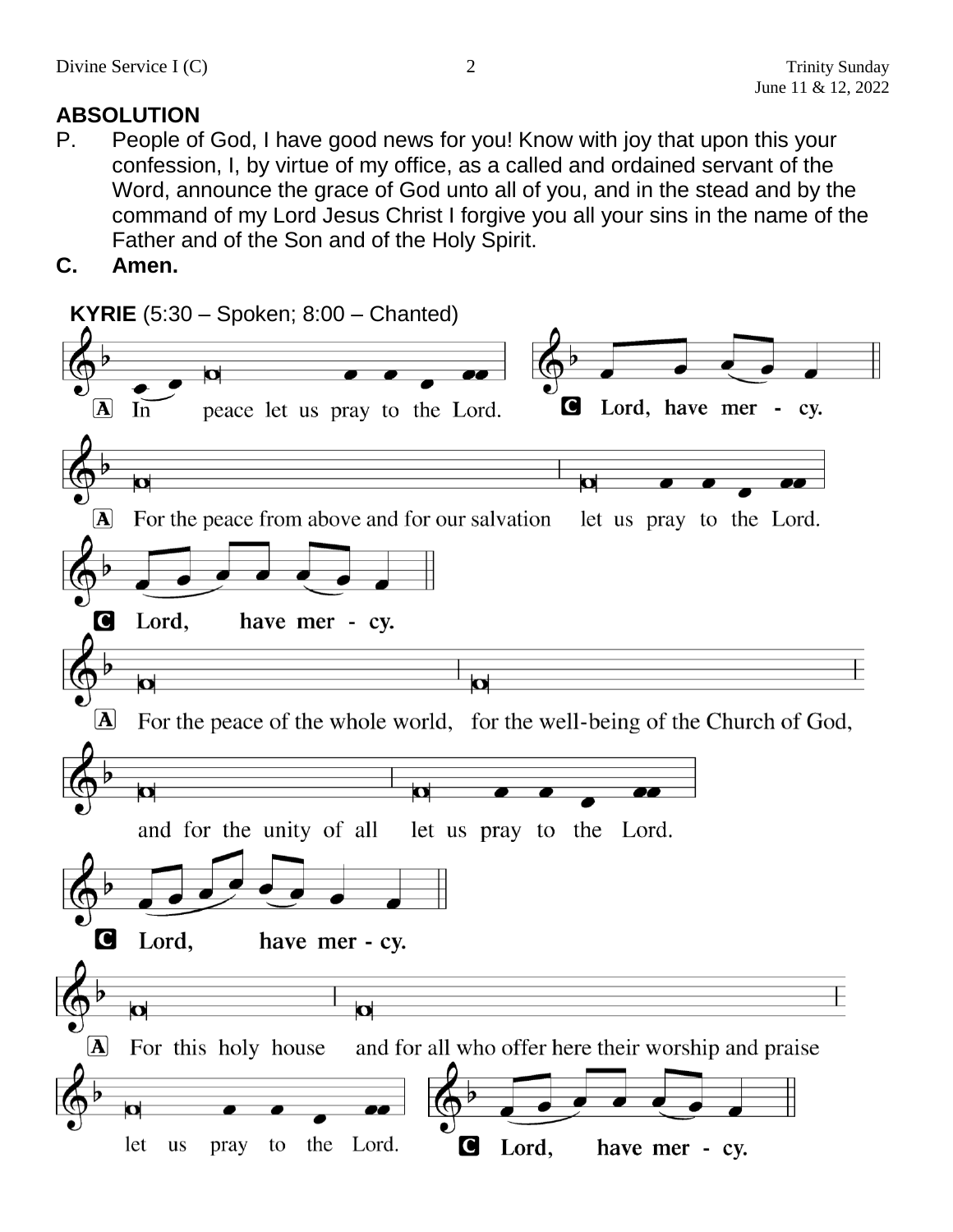**ABSOLUTION**

P. People of God, I have good news for you! Know with joy that upon this your confession, I, by virtue of my office, as a called and ordained servant of the Word, announce the grace of God unto all of you, and in the stead and by the command of my Lord Jesus Christ I forgive you all your sins in the name of the Father and of the Son and of the Holy Spirit.

**C. Amen.**

**KYRIE** (5:30 – Spoken; 8:00 – Chanted)

A In peace let us pray to the Lord.

**C Lord, have mer - cy.**

A For the peace from above and for our salvation let us pray to the Lord.

**C Lord, have mer - cy.**

A For the peace of the whole world, for the well-being of the Church of God, and for the unity of all let us pray to the Lord.

**C Lord, have mer - cy.**

A For this holy house and for all who offer here their worship and praise let us pray to the Lord.

**C Lord, have mer - cy.**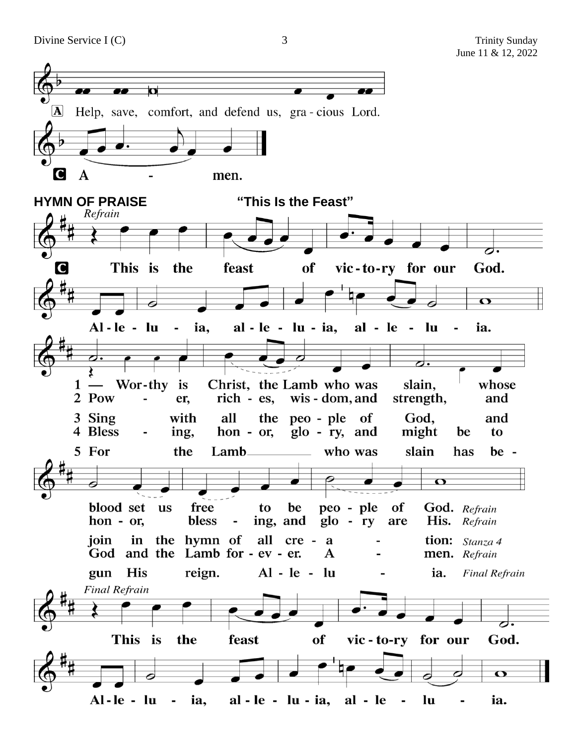A Help, save, comfort, and defend us, gra - cious Lord.

C A - men.

**HYMN OF PRAISE** **"This Is the Feast"**

*Refrain*

C This is the feast of vic-to-ry for our God.

Al-le-lu-ia, al-le-lu-ia, al-le-lu-ia.

1 — Wor-thy is Christ, the Lamb who was slain, whose blood set us free to be peo-ple of God. *Refrain*

2 Pow - er, rich - es, wis-dom, and strength, and hon-or, bless-ing, and glo-ry are His. *Refrain*

3 Sing with all the peo-ple of God, and join in the hymn of all cre-a-tion: *Stanza 4*

4 Bless-ing, hon-or, glo-ry, and might be to God and the Lamb for-ev-er. A-men. *Refrain*

5 For the Lamb who was slain has be-gun His reign. Al-le-lu-ia. *Final Refrain*

*Final Refrain*

This is the feast of vic-to-ry for our God.

Al-le-lu-ia, al-le-lu-ia, al-le-lu-ia.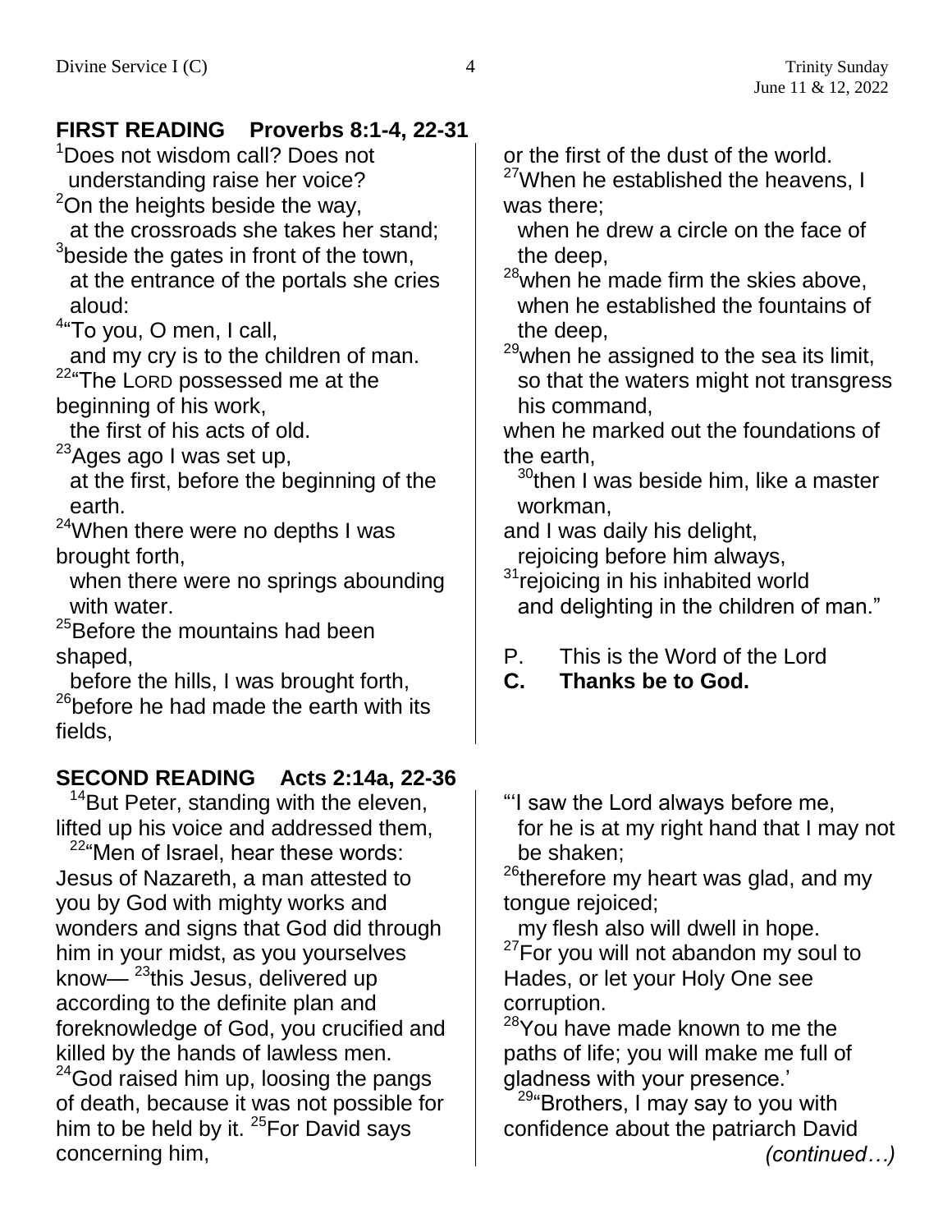## FIRST READING    Proverbs 8:1-4, 22-31

[1]Does not wisdom call? Does not understanding raise her voice?
[2]On the heights beside the way, at the crossroads she takes her stand;
[3]beside the gates in front of the town, at the entrance of the portals she cries aloud:
[4]"To you, O men, I call, and my cry is to the children of man.
[22]"The LORD possessed me at the beginning of his work, the first of his acts of old.
[23]Ages ago I was set up, at the first, before the beginning of the earth.
[24]When there were no depths I was brought forth, when there were no springs abounding with water.
[25]Before the mountains had been shaped, before the hills, I was brought forth,
[26]before he had made the earth with its fields, or the first of the dust of the world.
[27]When he established the heavens, I was there; when he drew a circle on the face of the deep,
[28]when he made firm the skies above, when he established the fountains of the deep,
[29]when he assigned to the sea its limit, so that the waters might not transgress his command, when he marked out the foundations of the earth,
[30]then I was beside him, like a master workman, and I was daily his delight, rejoicing before him always,
[31]rejoicing in his inhabited world and delighting in the children of man."

P. This is the Word of the Lord
**C. Thanks be to God.**

## SECOND READING    Acts 2:14a, 22-36

[14]But Peter, standing with the eleven, lifted up his voice and addressed them,
[22]"Men of Israel, hear these words: Jesus of Nazareth, a man attested to you by God with mighty works and wonders and signs that God did through him in your midst, as you yourselves know— [23]this Jesus, delivered up according to the definite plan and foreknowledge of God, you crucified and killed by the hands of lawless men. [24]God raised him up, loosing the pangs of death, because it was not possible for him to be held by it. [25]For David says concerning him,

"'I saw the Lord always before me, for he is at my right hand that I may not be shaken;
[26]therefore my heart was glad, and my tongue rejoiced; my flesh also will dwell in hope.
[27]For you will not abandon my soul to Hades, or let your Holy One see corruption.
[28]You have made known to me the paths of life; you will make me full of gladness with your presence.'

[29]"Brothers, I may say to you with confidence about the patriarch David

*(continued…)*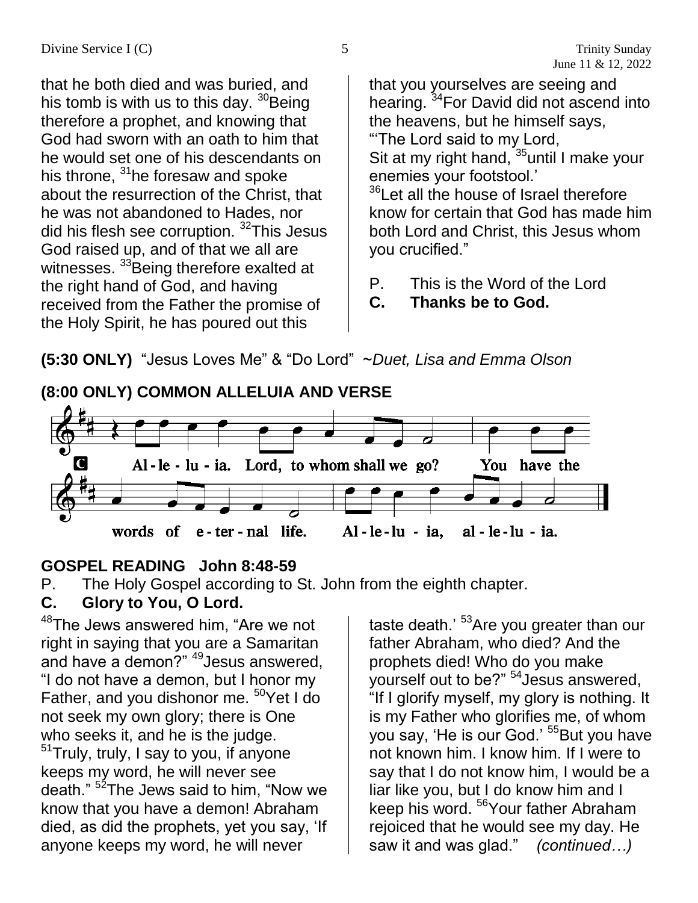that he both died and was buried, and his tomb is with us to this day. [30]Being therefore a prophet, and knowing that God had sworn with an oath to him that he would set one of his descendants on his throne, [31]he foresaw and spoke about the resurrection of the Christ, that he was not abandoned to Hades, nor did his flesh see corruption. [32]This Jesus God raised up, and of that we all are witnesses. [33]Being therefore exalted at the right hand of God, and having received from the Father the promise of the Holy Spirit, he has poured out this that you yourselves are seeing and hearing. [34]For David did not ascend into the heavens, but he himself says,
"'The Lord said to my Lord,
Sit at my right hand, [35]until I make your enemies your footstool.'
[36]Let all the house of Israel therefore know for certain that God has made him both Lord and Christ, this Jesus whom you crucified."

P. This is the Word of the Lord
**C. Thanks be to God.**

**(5:30 ONLY)** "Jesus Loves Me" & "Do Lord" ~*Duet, Lisa and Emma Olson*

**(8:00 ONLY) COMMON ALLELUIA AND VERSE**

**C** Al-le-lu-ia. Lord, to whom shall we go? You have the words of e-ter-nal life. Al-le-lu-ia, al-le-lu-ia.

**GOSPEL READING John 8:48-59**

P. The Holy Gospel according to St. John from the eighth chapter.
**C. Glory to You, O Lord.**

[48]The Jews answered him, "Are we not right in saying that you are a Samaritan and have a demon?" [49]Jesus answered, "I do not have a demon, but I honor my Father, and you dishonor me. [50]Yet I do not seek my own glory; there is One who seeks it, and he is the judge. [51]Truly, truly, I say to you, if anyone keeps my word, he will never see death." [52]The Jews said to him, "Now we know that you have a demon! Abraham died, as did the prophets, yet you say, 'If anyone keeps my word, he will never taste death.' [53]Are you greater than our father Abraham, who died? And the prophets died! Who do you make yourself out to be?" [54]Jesus answered, "If I glorify myself, my glory is nothing. It is my Father who glorifies me, of whom you say, 'He is our God.' [55]But you have not known him. I know him. If I were to say that I do not know him, I would be a liar like you, but I do know him and I keep his word. [56]Your father Abraham rejoiced that he would see my day. He saw it and was glad." *(continued…)*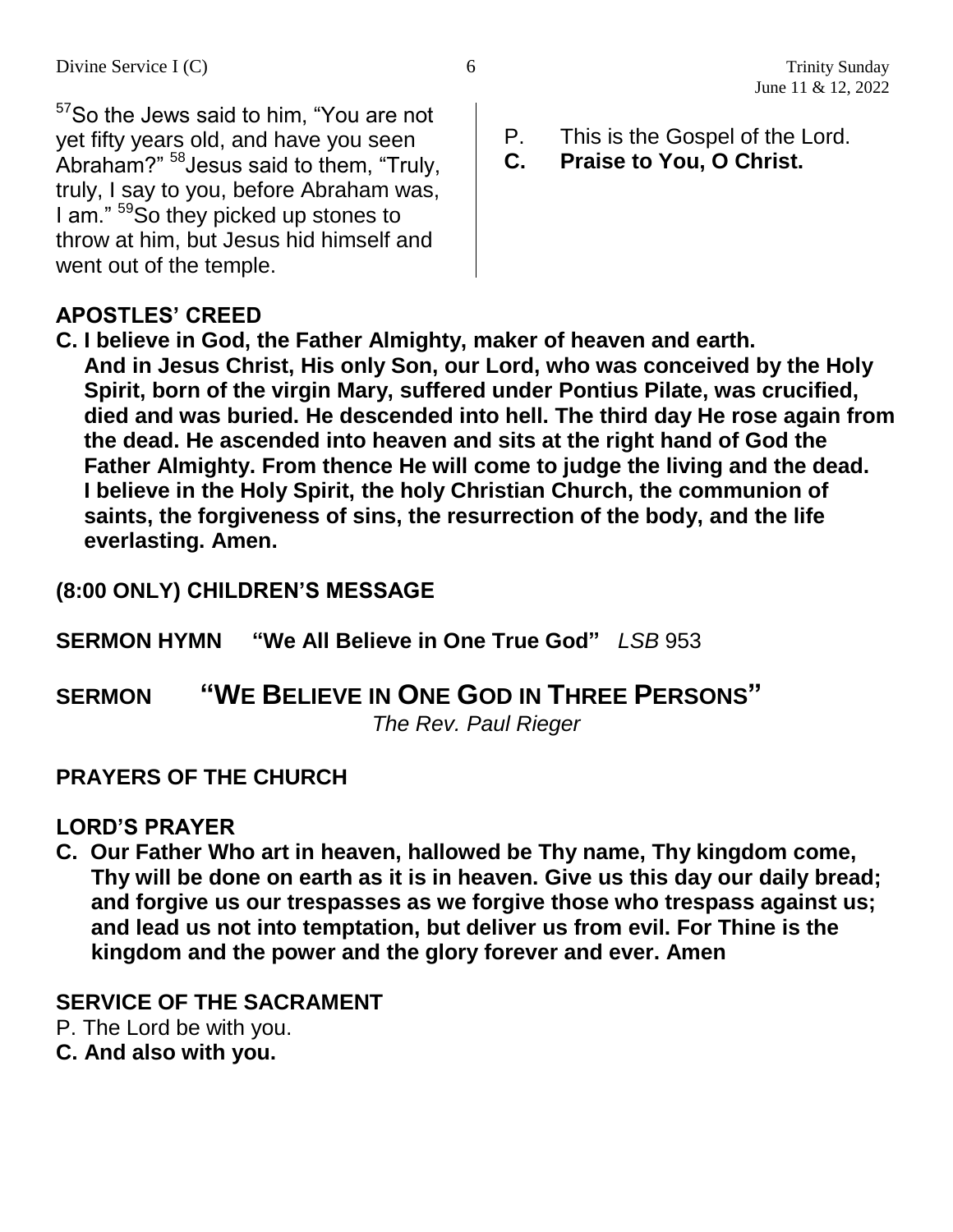[57]So the Jews said to him, "You are not yet fifty years old, and have you seen Abraham?" [58]Jesus said to them, "Truly, truly, I say to you, before Abraham was, I am." [59]So they picked up stones to throw at him, but Jesus hid himself and went out of the temple.

P. This is the Gospel of the Lord.
**C. Praise to You, O Christ.**

## APOSTLES' CREED

**C. I believe in God, the Father Almighty, maker of heaven and earth. And in Jesus Christ, His only Son, our Lord, who was conceived by the Holy Spirit, born of the virgin Mary, suffered under Pontius Pilate, was crucified, died and was buried. He descended into hell. The third day He rose again from the dead. He ascended into heaven and sits at the right hand of God the Father Almighty. From thence He will come to judge the living and the dead. I believe in the Holy Spirit, the holy Christian Church, the communion of saints, the forgiveness of sins, the resurrection of the body, and the life everlasting. Amen.**

## (8:00 ONLY) CHILDREN'S MESSAGE

**SERMON HYMN "We All Believe in One True God"** *LSB* 953

## SERMON "WE BELIEVE IN ONE GOD IN THREE PERSONS"

*The Rev. Paul Rieger*

## PRAYERS OF THE CHURCH

## LORD'S PRAYER

**C. Our Father Who art in heaven, hallowed be Thy name, Thy kingdom come, Thy will be done on earth as it is in heaven. Give us this day our daily bread; and forgive us our trespasses as we forgive those who trespass against us; and lead us not into temptation, but deliver us from evil. For Thine is the kingdom and the power and the glory forever and ever. Amen**

## SERVICE OF THE SACRAMENT

P. The Lord be with you.
**C. And also with you.**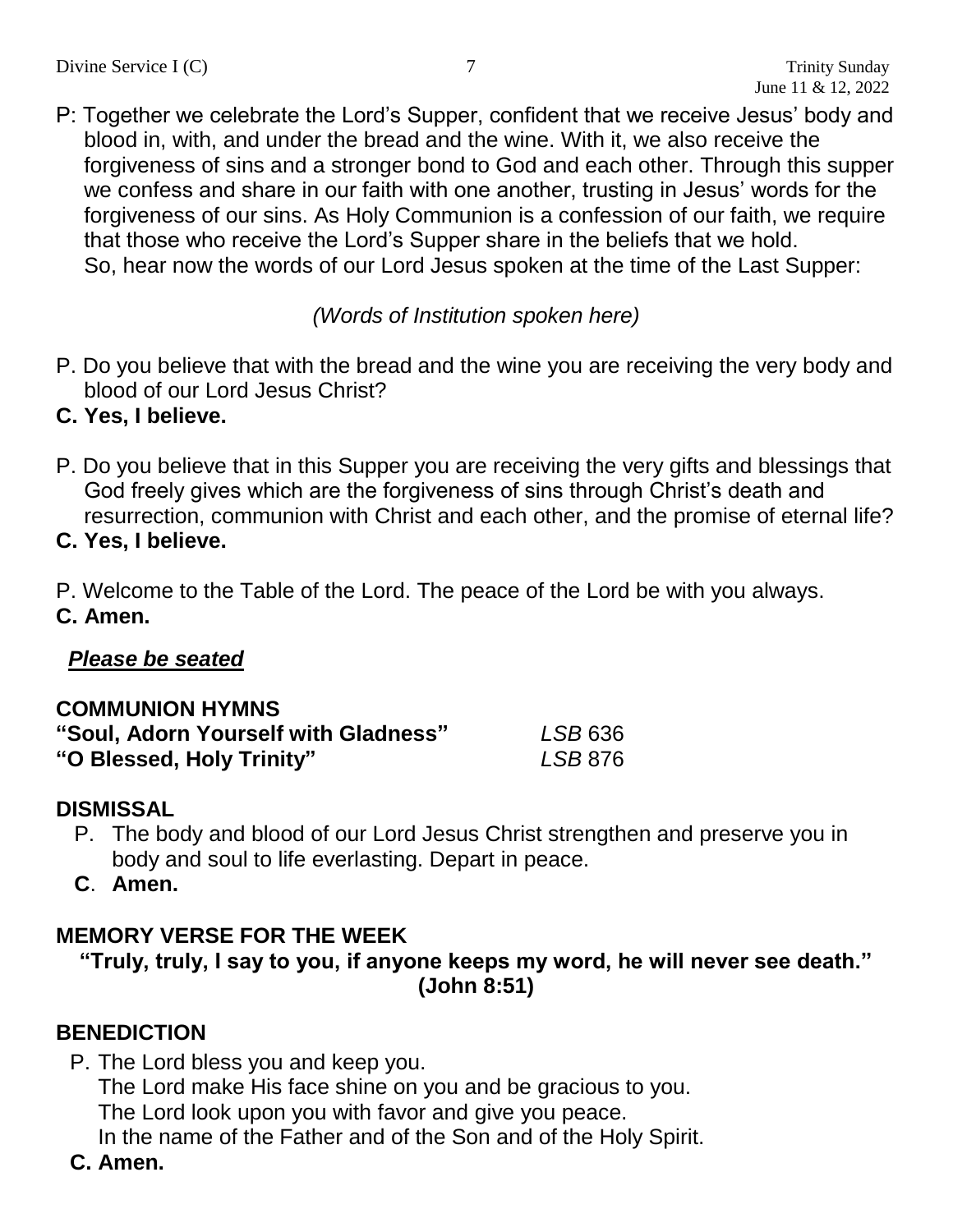P: Together we celebrate the Lord's Supper, confident that we receive Jesus' body and blood in, with, and under the bread and the wine. With it, we also receive the forgiveness of sins and a stronger bond to God and each other. Through this supper we confess and share in our faith with one another, trusting in Jesus' words for the forgiveness of our sins. As Holy Communion is a confession of our faith, we require that those who receive the Lord's Supper share in the beliefs that we hold. So, hear now the words of our Lord Jesus spoken at the time of the Last Supper:

*(Words of Institution spoken here)*

P. Do you believe that with the bread and the wine you are receiving the very body and blood of our Lord Jesus Christ?

**C. Yes, I believe.**

P. Do you believe that in this Supper you are receiving the very gifts and blessings that God freely gives which are the forgiveness of sins through Christ's death and resurrection, communion with Christ and each other, and the promise of eternal life?

**C. Yes, I believe.**

P. Welcome to the Table of the Lord. The peace of the Lord be with you always.

**C. Amen.**

***Please be seated***

**COMMUNION HYMNS**

**"Soul, Adorn Yourself with Gladness"** *LSB* 636

**"O Blessed, Holy Trinity"** *LSB* 876

**DISMISSAL**

P. The body and blood of our Lord Jesus Christ strengthen and preserve you in body and soul to life everlasting. Depart in peace.

**C. Amen.**

**MEMORY VERSE FOR THE WEEK**

**"Truly, truly, I say to you, if anyone keeps my word, he will never see death." (John 8:51)**

**BENEDICTION**

P. The Lord bless you and keep you.
The Lord make His face shine on you and be gracious to you.
The Lord look upon you with favor and give you peace.
In the name of the Father and of the Son and of the Holy Spirit.

**C. Amen.**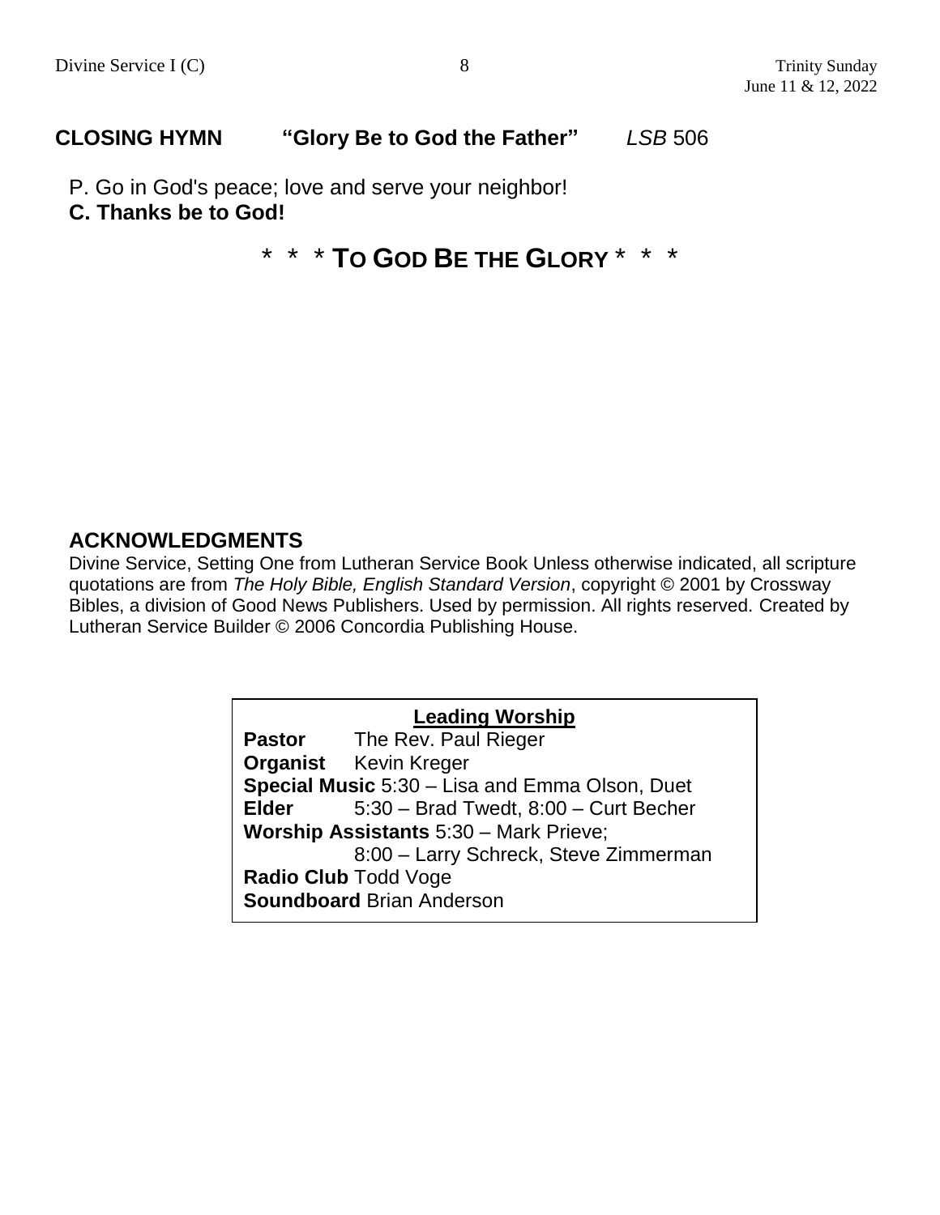**CLOSING HYMN** **"Glory Be to God the Father"** *LSB* 506

P. Go in God's peace; love and serve your neighbor!
**C. Thanks be to God!**

\* \* \* **TO GOD BE THE GLORY** \* \* \*

## ACKNOWLEDGMENTS

Divine Service, Setting One from Lutheran Service Book Unless otherwise indicated, all scripture quotations are from *The Holy Bible, English Standard Version*, copyright © 2001 by Crossway Bibles, a division of Good News Publishers. Used by permission. All rights reserved. Created by Lutheran Service Builder © 2006 Concordia Publishing House.

**Leading Worship**

**Pastor** The Rev. Paul Rieger
**Organist** Kevin Kreger
**Special Music** 5:30 – Lisa and Emma Olson, Duet
**Elder** 5:30 – Brad Twedt, 8:00 – Curt Becher
**Worship Assistants** 5:30 – Mark Prieve;
8:00 – Larry Schreck, Steve Zimmerman
**Radio Club** Todd Voge
**Soundboard** Brian Anderson